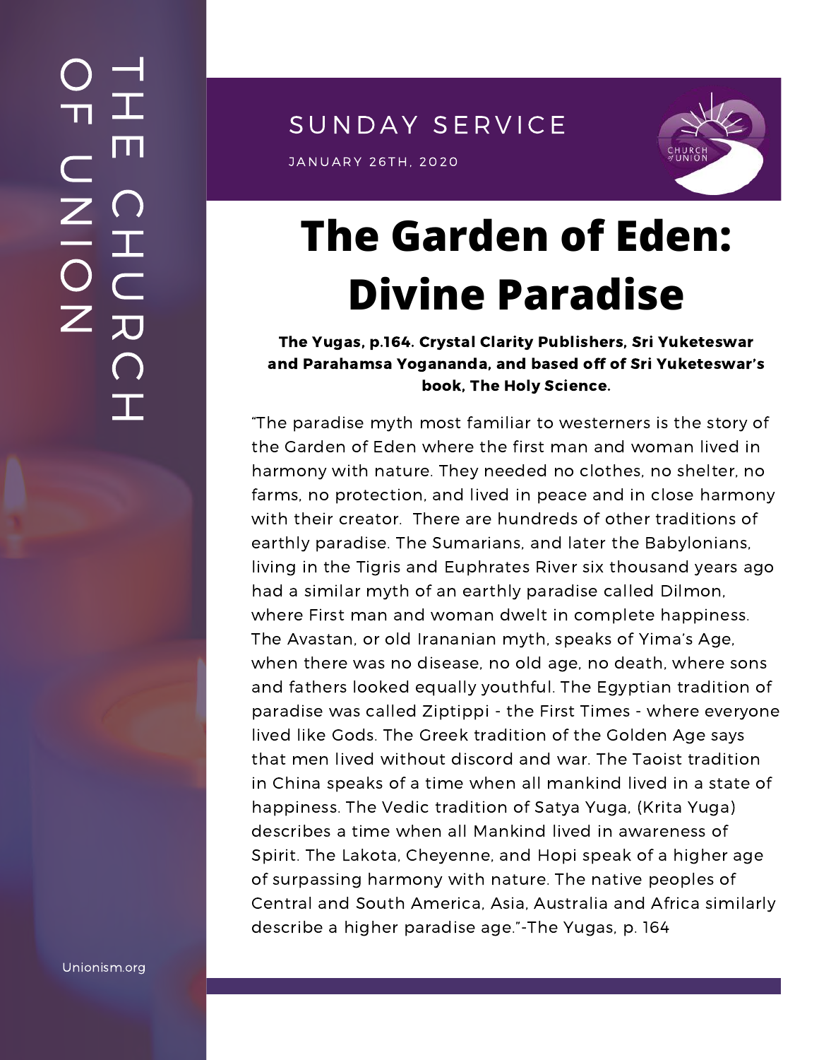THE CHURCH OF UNION

SUNDAY SERVICE

JANUARY 26TH, 2020

# The Garden of Eden: Divine Paradise

**The Yugas, p.164. Crystal Clarity Publishers, Sri Yuketeswar and Parahamsa Yogananda, and based off of Sri Yuketeswar's book, The Holy Science.**

"The paradise myth most familiar to westerners is the story of the Garden of Eden where the first man and woman lived in harmony with nature. They needed no clothes, no shelter, no farms, no protection, and lived in peace and in close harmony with their creator. There are hundreds of other traditions of earthly paradise. The Sumarians, and later the Babylonians, living in the Tigris and Euphrates River six thousand years ago had a similar myth of an earthly paradise called Dilmon, where First man and woman dwelt in complete happiness. The Avastan, or old Irananian myth, speaks of Yima's Age, when there was no disease, no old age, no death, where sons and fathers looked equally youthful. The Egyptian tradition of paradise was called Ziptippi - the First Times - where everyone lived like Gods. The Greek tradition of the Golden Age says that men lived without discord and war. The Taoist tradition in China speaks of a time when all mankind lived in a state of happiness. The Vedic tradition of Satya Yuga, (Krita Yuga) describes a time when all Mankind lived in awareness of Spirit. The Lakota, Cheyenne, and Hopi speak of a higher age of surpassing harmony with nature. The native peoples of Central and South America, Asia, Australia and Africa similarly describe a higher paradise age."-The Yugas, p. 164

Unionism.org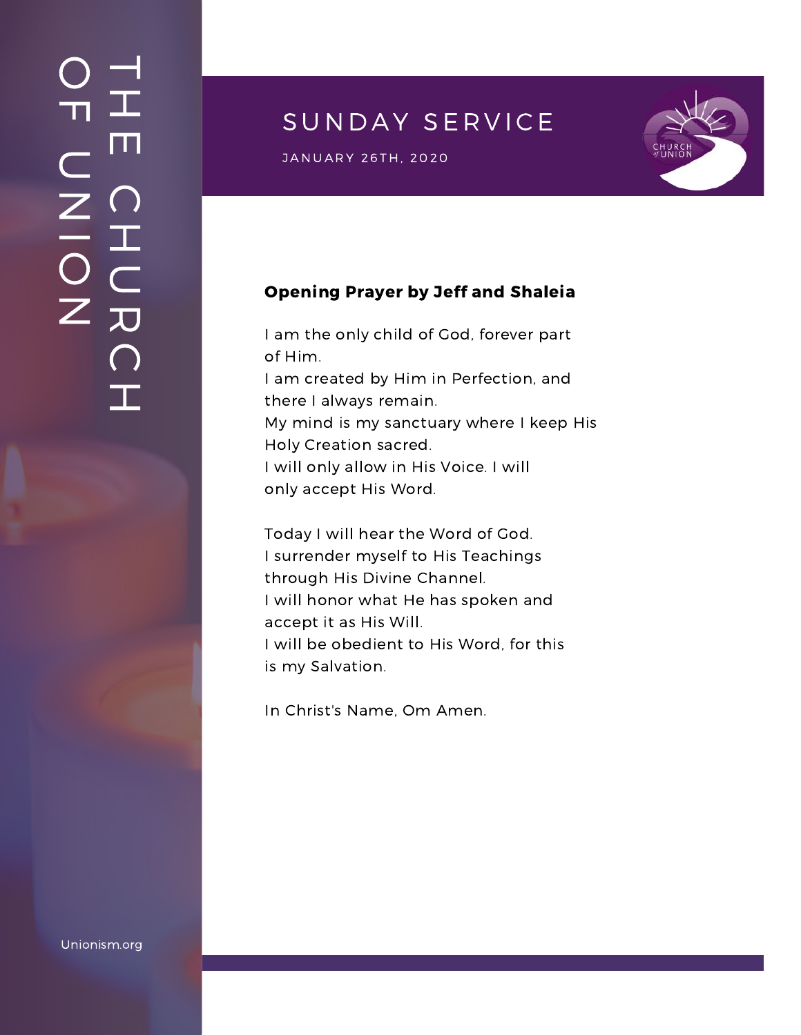# SUNDAY SERVICE

JANUARY 26TH, 2020

**Opening Prayer by Jeff and Shaleia**

I am the only child of God, forever part of Him.
I am created by Him in Perfection, and there I always remain.
My mind is my sanctuary where I keep His Holy Creation sacred.
I will only allow in His Voice. I will only accept His Word.

Today I will hear the Word of God.
I surrender myself to His Teachings through His Divine Channel.
I will honor what He has spoken and accept it as His Will.
I will be obedient to His Word, for this is my Salvation.

In Christ's Name, Om Amen.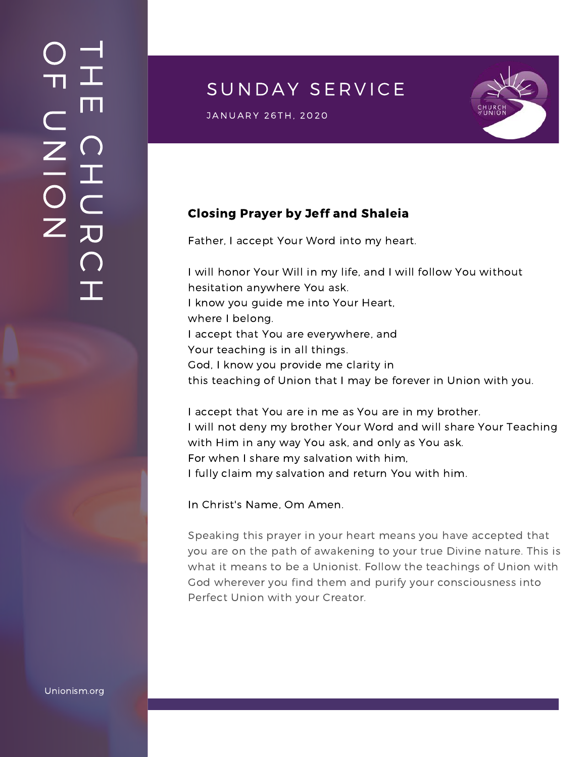# THE CHURCH OF UNION

## SUNDAY SERVICE

JANUARY 26TH, 2020

**Closing Prayer by Jeff and Shaleia**

Father, I accept Your Word into my heart.

I will honor Your Will in my life, and I will follow You without hesitation anywhere You ask.
I know you guide me into Your Heart,
where I belong.
I accept that You are everywhere, and
Your teaching is in all things.
God, I know you provide me clarity in
this teaching of Union that I may be forever in Union with you.

I accept that You are in me as You are in my brother.
I will not deny my brother Your Word and will share Your Teaching with Him in any way You ask, and only as You ask.
For when I share my salvation with him,
I fully claim my salvation and return You with him.

In Christ's Name, Om Amen.

Speaking this prayer in your heart means you have accepted that you are on the path of awakening to your true Divine nature. This is what it means to be a Unionist. Follow the teachings of Union with God wherever you find them and purify your consciousness into Perfect Union with your Creator.

Unionism.org